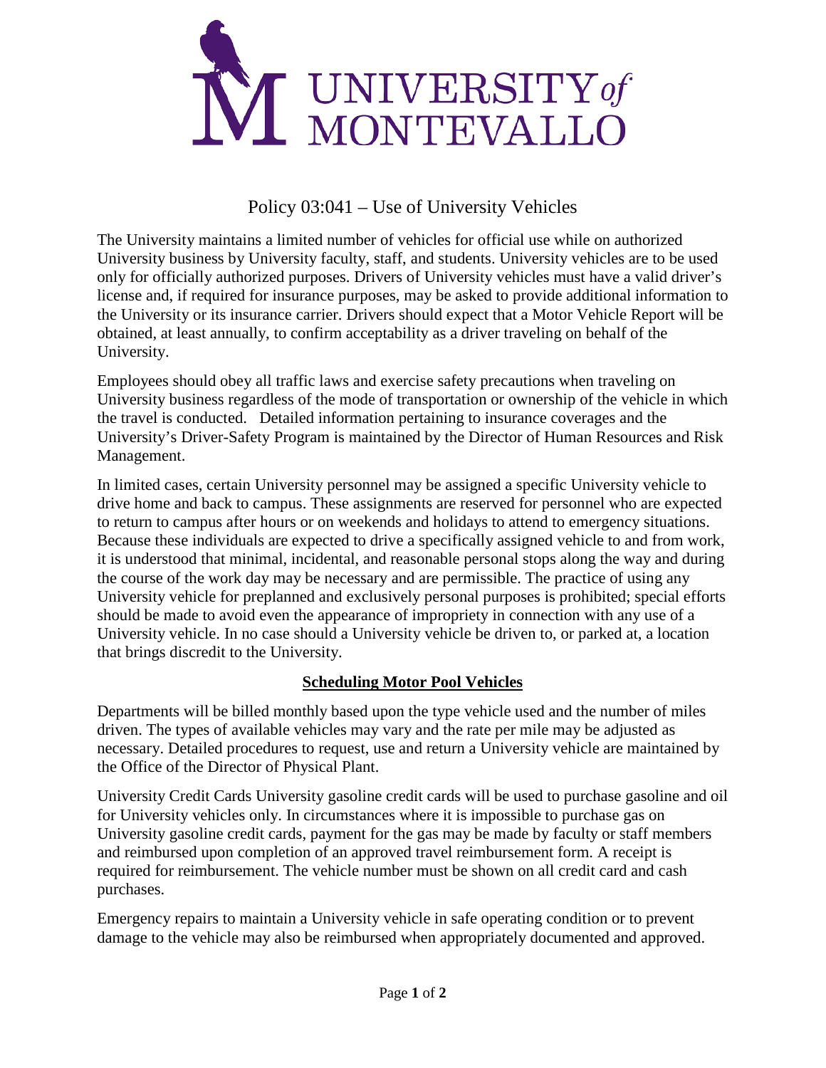# Policy 03:041 – Use of University Vehicles

The University maintains a limited number of vehicles for official use while on authorized University business by University faculty, staff, and students. University vehicles are to be used only for officially authorized purposes. Drivers of University vehicles must have a valid driver's license and, if required for insurance purposes, may be asked to provide additional information to the University or its insurance carrier. Drivers should expect that a Motor Vehicle Report will be obtained, at least annually, to confirm acceptability as a driver traveling on behalf of the University.

Employees should obey all traffic laws and exercise safety precautions when traveling on University business regardless of the mode of transportation or ownership of the vehicle in which the travel is conducted. Detailed information pertaining to insurance coverages and the University's Driver-Safety Program is maintained by the Director of Human Resources and Risk Management.

In limited cases, certain University personnel may be assigned a specific University vehicle to drive home and back to campus. These assignments are reserved for personnel who are expected to return to campus after hours or on weekends and holidays to attend to emergency situations. Because these individuals are expected to drive a specifically assigned vehicle to and from work, it is understood that minimal, incidental, and reasonable personal stops along the way and during the course of the work day may be necessary and are permissible. The practice of using any University vehicle for preplanned and exclusively personal purposes is prohibited; special efforts should be made to avoid even the appearance of impropriety in connection with any use of a University vehicle. In no case should a University vehicle be driven to, or parked at, a location that brings discredit to the University.

## Scheduling Motor Pool Vehicles

Departments will be billed monthly based upon the type vehicle used and the number of miles driven. The types of available vehicles may vary and the rate per mile may be adjusted as necessary. Detailed procedures to request, use and return a University vehicle are maintained by the Office of the Director of Physical Plant.

University Credit Cards University gasoline credit cards will be used to purchase gasoline and oil for University vehicles only. In circumstances where it is impossible to purchase gas on University gasoline credit cards, payment for the gas may be made by faculty or staff members and reimbursed upon completion of an approved travel reimbursement form. A receipt is required for reimbursement. The vehicle number must be shown on all credit card and cash purchases.

Emergency repairs to maintain a University vehicle in safe operating condition or to prevent damage to the vehicle may also be reimbursed when appropriately documented and approved.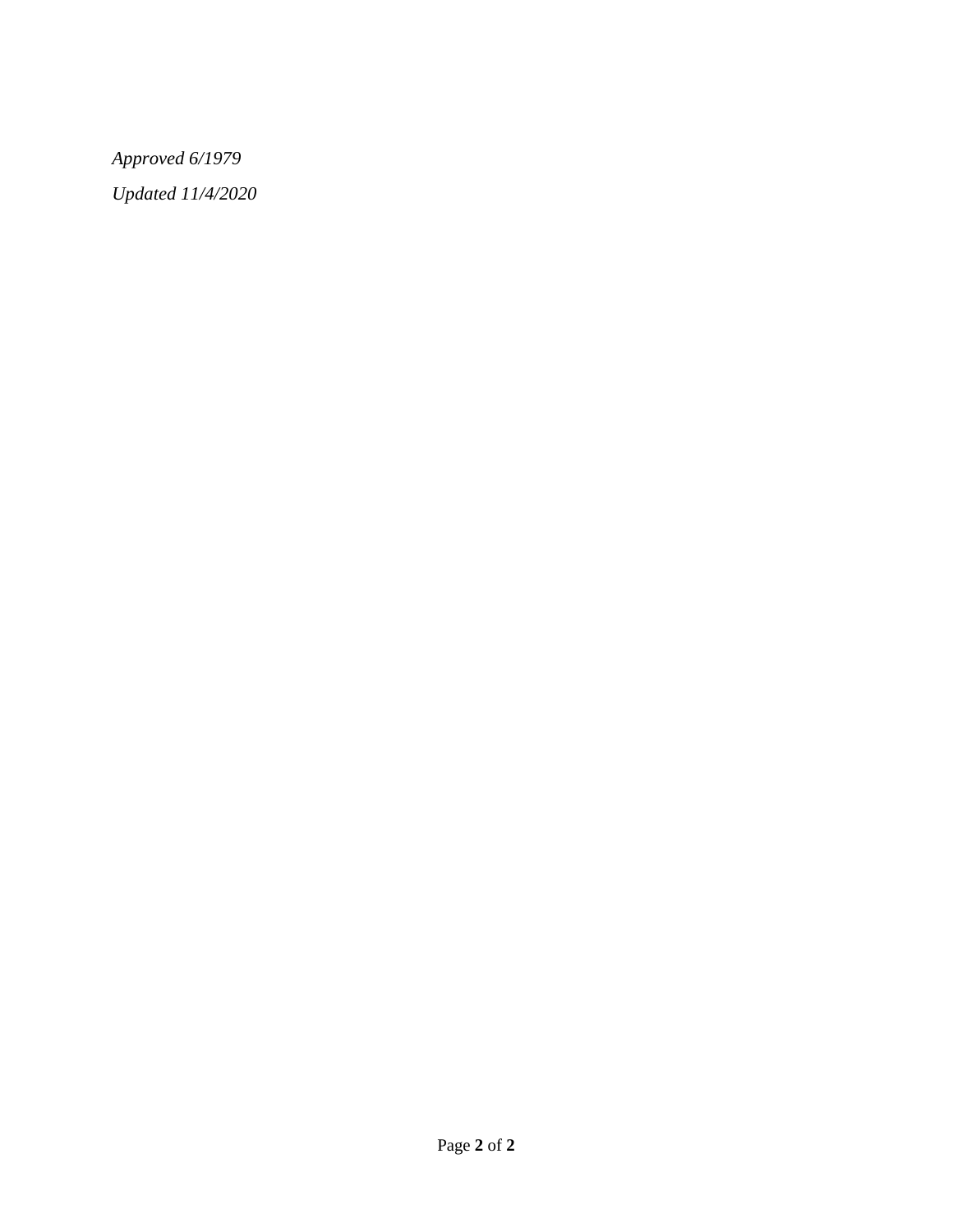*Approved 6/1979*

*Updated 11/4/2020*